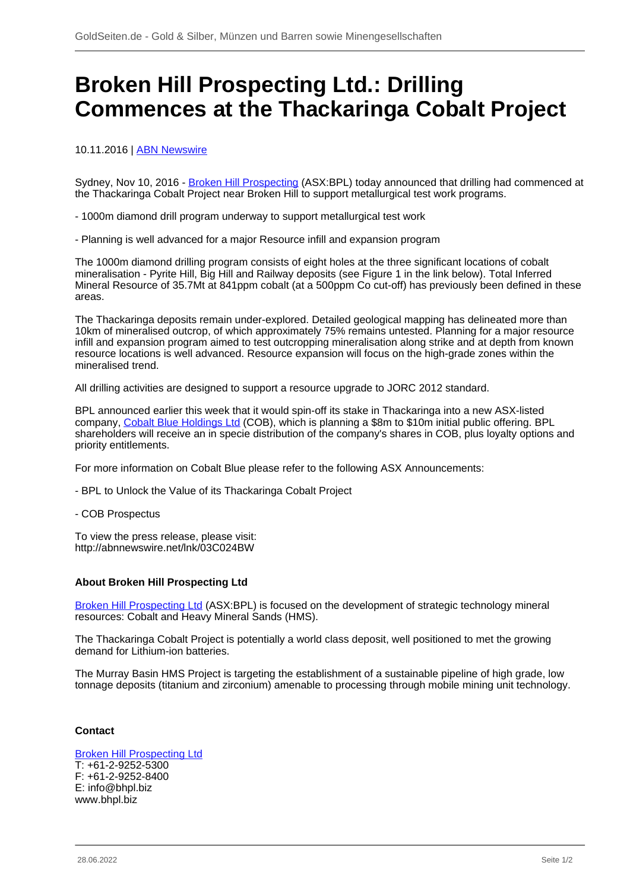# Broken Hill Prospecting Ltd.: Drilling Commences at the Thackaringa Cobalt Project

10.11.2016 | ABN Newswire

Sydney, Nov 10, 2016 - Broken Hill Prospecting (ASX:BPL) today announced that drilling had commenced at the Thackaringa Cobalt Project near Broken Hill to support metallurgical test work programs.

- 1000m diamond drill program underway to support metallurgical test work

- Planning is well advanced for a major Resource infill and expansion program

The 1000m diamond drilling program consists of eight holes at the three significant locations of cobalt mineralisation - Pyrite Hill, Big Hill and Railway deposits (see Figure 1 in the link below). Total Inferred Mineral Resource of 35.7Mt at 841ppm cobalt (at a 500ppm Co cut-off) has previously been defined in these areas.

The Thackaringa deposits remain under-explored. Detailed geological mapping has delineated more than 10km of mineralised outcrop, of which approximately 75% remains untested. Planning for a major resource infill and expansion program aimed to test outcropping mineralisation along strike and at depth from known resource locations is well advanced. Resource expansion will focus on the high-grade zones within the mineralised trend.

All drilling activities are designed to support a resource upgrade to JORC 2012 standard.

BPL announced earlier this week that it would spin-off its stake in Thackaringa into a new ASX-listed company, Cobalt Blue Holdings Ltd (COB), which is planning a $8m to $10m initial public offering. BPL shareholders will receive an in specie distribution of the company's shares in COB, plus loyalty options and priority entitlements.

For more information on Cobalt Blue please refer to the following ASX Announcements:

- BPL to Unlock the Value of its Thackaringa Cobalt Project

- COB Prospectus

To view the press release, please visit:
http://abnnewswire.net/lnk/03C024BW

**About Broken Hill Prospecting Ltd**

Broken Hill Prospecting Ltd (ASX:BPL) is focused on the development of strategic technology mineral resources: Cobalt and Heavy Mineral Sands (HMS).

The Thackaringa Cobalt Project is potentially a world class deposit, well positioned to met the growing demand for Lithium-ion batteries.

The Murray Basin HMS Project is targeting the establishment of a sustainable pipeline of high grade, low tonnage deposits (titanium and zirconium) amenable to processing through mobile mining unit technology.

**Contact**

Broken Hill Prospecting Ltd
T: +61-2-9252-5300
F: +61-2-9252-8400
E: info@bhpl.biz
www.bhpl.biz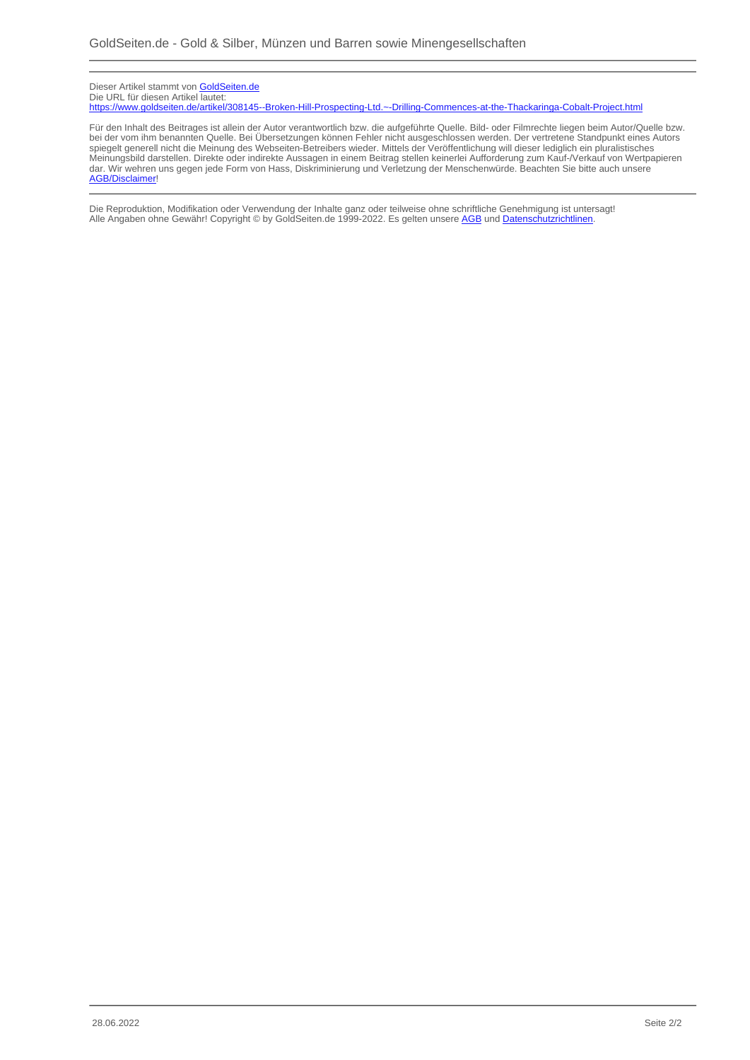Dieser Artikel stammt von GoldSeiten.de
Die URL für diesen Artikel lautet:
https://www.goldseiten.de/artikel/308145--Broken-Hill-Prospecting-Ltd.~-Drilling-Commences-at-the-Thackaringa-Cobalt-Project.html

Für den Inhalt des Beitrages ist allein der Autor verantwortlich bzw. die aufgeführte Quelle. Bild- oder Filmrechte liegen beim Autor/Quelle bzw. bei der vom ihm benannten Quelle. Bei Übersetzungen können Fehler nicht ausgeschlossen werden. Der vertretene Standpunkt eines Autors spiegelt generell nicht die Meinung des Webseiten-Betreibers wieder. Mittels der Veröffentlichung will dieser lediglich ein pluralistisches Meinungsbild darstellen. Direkte oder indirekte Aussagen in einem Beitrag stellen keinerlei Aufforderung zum Kauf-/Verkauf von Wertpapieren dar. Wir wehren uns gegen jede Form von Hass, Diskriminierung und Verletzung der Menschenwürde. Beachten Sie bitte auch unsere AGB/Disclaimer!

---

Die Reproduktion, Modifikation oder Verwendung der Inhalte ganz oder teilweise ohne schriftliche Genehmigung ist untersagt!
Alle Angaben ohne Gewähr! Copyright © by GoldSeiten.de 1999-2022. Es gelten unsere AGB und Datenschutzrichtlinen.